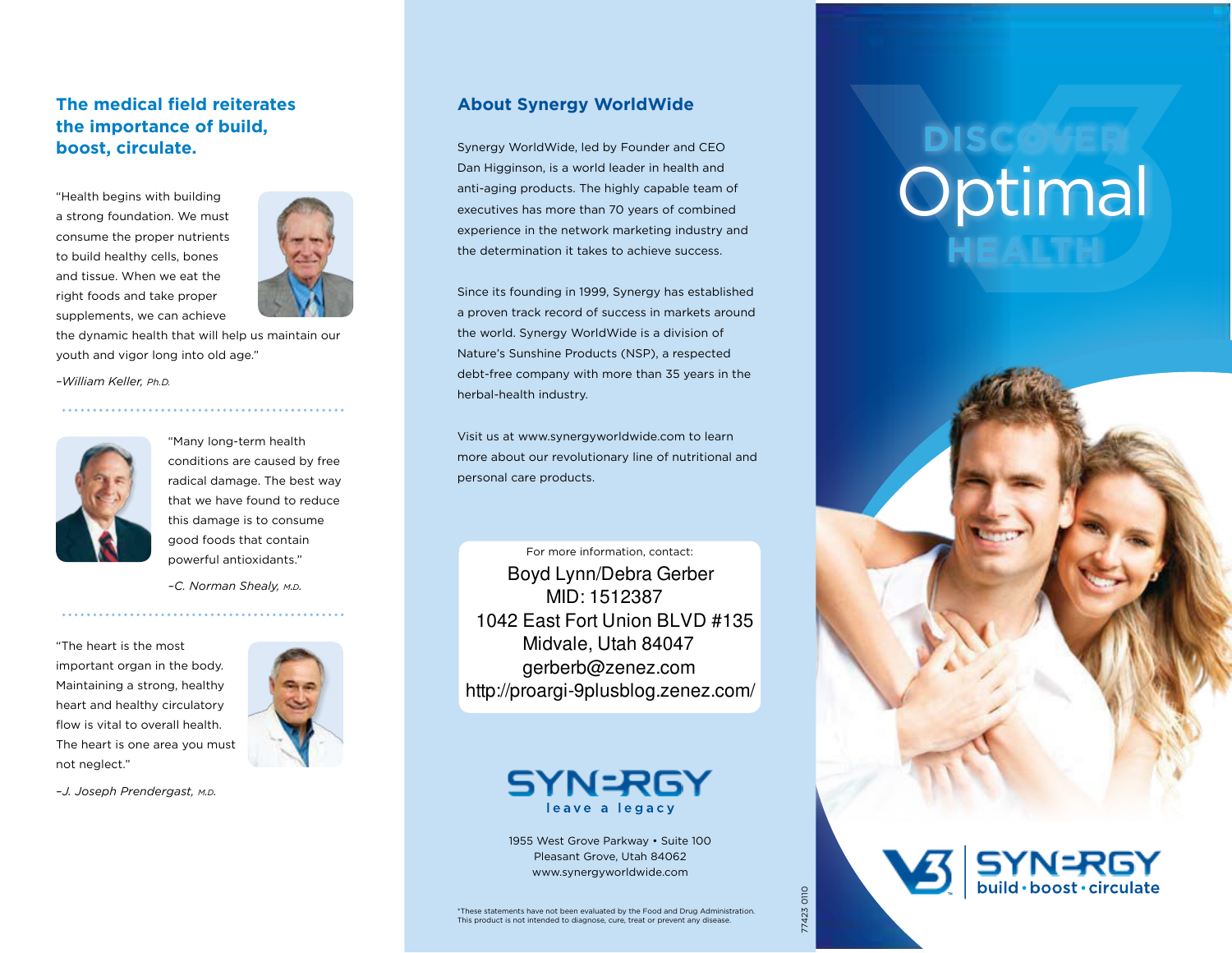## The medical field reiterates the importance of build, boost, circulate.

"Health begins with building a strong foundation. We must consume the proper nutrients to build healthy cells, bones and tissue. When we eat the right foods and take proper supplements, we can achieve the dynamic health that will help us maintain our youth and vigor long into old age."

*–William Keller, Ph.D.*

"Many long-term health conditions are caused by free radical damage. The best way that we have found to reduce this damage is to consume good foods that contain powerful antioxidants."

*–C. Norman Shealy, M.D.*

"The heart is the most important organ in the body. Maintaining a strong, healthy heart and healthy circulatory flow is vital to overall health. The heart is one area you must not neglect."

*–J. Joseph Prendergast, M.D.*

## About Synergy WorldWide

Synergy WorldWide, led by Founder and CEO Dan Higginson, is a world leader in health and anti-aging products. The highly capable team of executives has more than 70 years of combined experience in the network marketing industry and the determination it takes to achieve success.

Since its founding in 1999, Synergy has established a proven track record of success in markets around the world. Synergy WorldWide is a division of Nature's Sunshine Products (NSP), a respected debt-free company with more than 35 years in the herbal-health industry.

Visit us at www.synergyworldwide.com to learn more about our revolutionary line of nutritional and personal care products.

For more information, contact:

Boyd Lynn/Debra Gerber
MID: 1512387
1042 East Fort Union BLVD #135
Midvale, Utah 84047
gerberb@zenez.com
http://proargi-9plusblog.zenez.com/

SYNERGY
leave a legacy

1955 West Grove Parkway • Suite 100
Pleasant Grove, Utah 84062
www.synergyworldwide.com

*These statements have not been evaluated by the Food and Drug Administration. This product is not intended to diagnose, cure, treat or prevent any disease.

77423 0110

# DISCOVER Optimal HEALTH

V3 SYNERGY
build • boost • circulate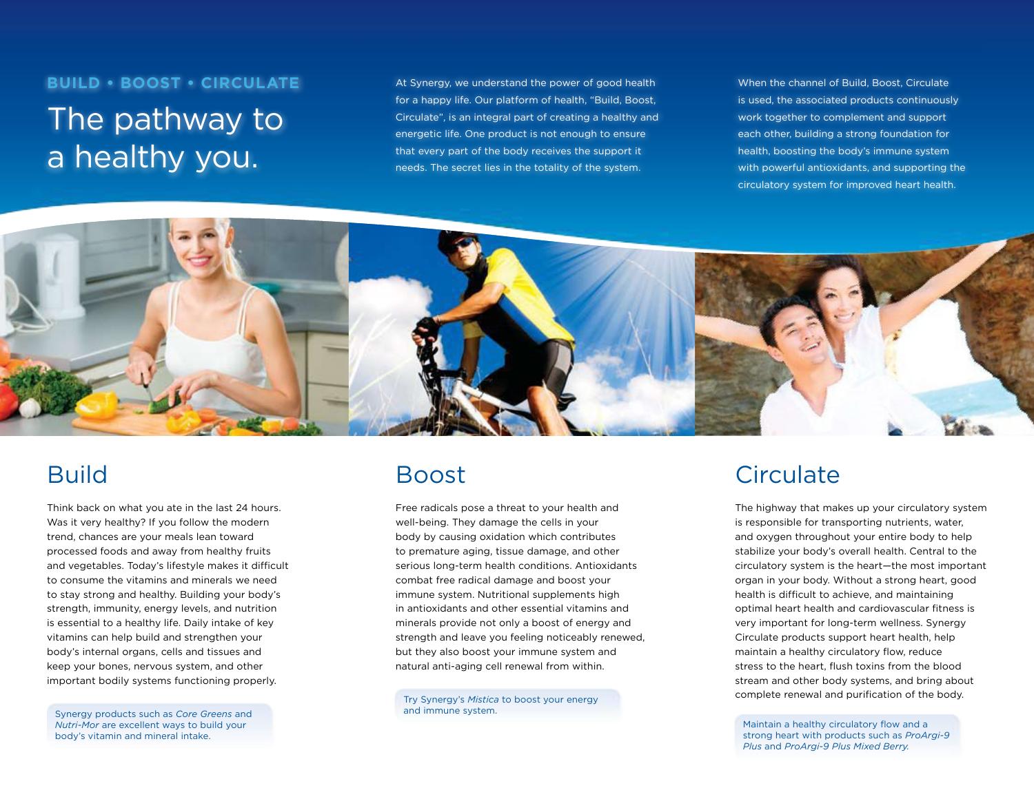**BUILD • BOOST • CIRCULATE**

# The pathway to a healthy you.

At Synergy, we understand the power of good health for a happy life. Our platform of health, "Build, Boost, Circulate", is an integral part of creating a healthy and energetic life. One product is not enough to ensure that every part of the body receives the support it needs. The secret lies in the totality of the system.

When the channel of Build, Boost, Circulate is used, the associated products continuously work together to complement and support each other, building a strong foundation for health, boosting the body's immune system with powerful antioxidants, and supporting the circulatory system for improved heart health.

## Build

Think back on what you ate in the last 24 hours. Was it very healthy? If you follow the modern trend, chances are your meals lean toward processed foods and away from healthy fruits and vegetables. Today's lifestyle makes it difficult to consume the vitamins and minerals we need to stay strong and healthy. Building your body's strength, immunity, energy levels, and nutrition is essential to a healthy life. Daily intake of key vitamins can help build and strengthen your body's internal organs, cells and tissues and keep your bones, nervous system, and other important bodily systems functioning properly.

Synergy products such as *Core Greens* and *Nutri-Mor* are excellent ways to build your body's vitamin and mineral intake.

## Boost

Free radicals pose a threat to your health and well-being. They damage the cells in your body by causing oxidation which contributes to premature aging, tissue damage, and other serious long-term health conditions. Antioxidants combat free radical damage and boost your immune system. Nutritional supplements high in antioxidants and other essential vitamins and minerals provide not only a boost of energy and strength and leave you feeling noticeably renewed, but they also boost your immune system and natural anti-aging cell renewal from within.

Try Synergy's *Mistica* to boost your energy and immune system.

## Circulate

The highway that makes up your circulatory system is responsible for transporting nutrients, water, and oxygen throughout your entire body to help stabilize your body's overall health. Central to the circulatory system is the heart—the most important organ in your body. Without a strong heart, good health is difficult to achieve, and maintaining optimal heart health and cardiovascular fitness is very important for long-term wellness. Synergy Circulate products support heart health, help maintain a healthy circulatory flow, reduce stress to the heart, flush toxins from the blood stream and other body systems, and bring about complete renewal and purification of the body.

Maintain a healthy circulatory flow and a strong heart with products such as *ProArgi-9 Plus* and *ProArgi-9 Plus Mixed Berry.*